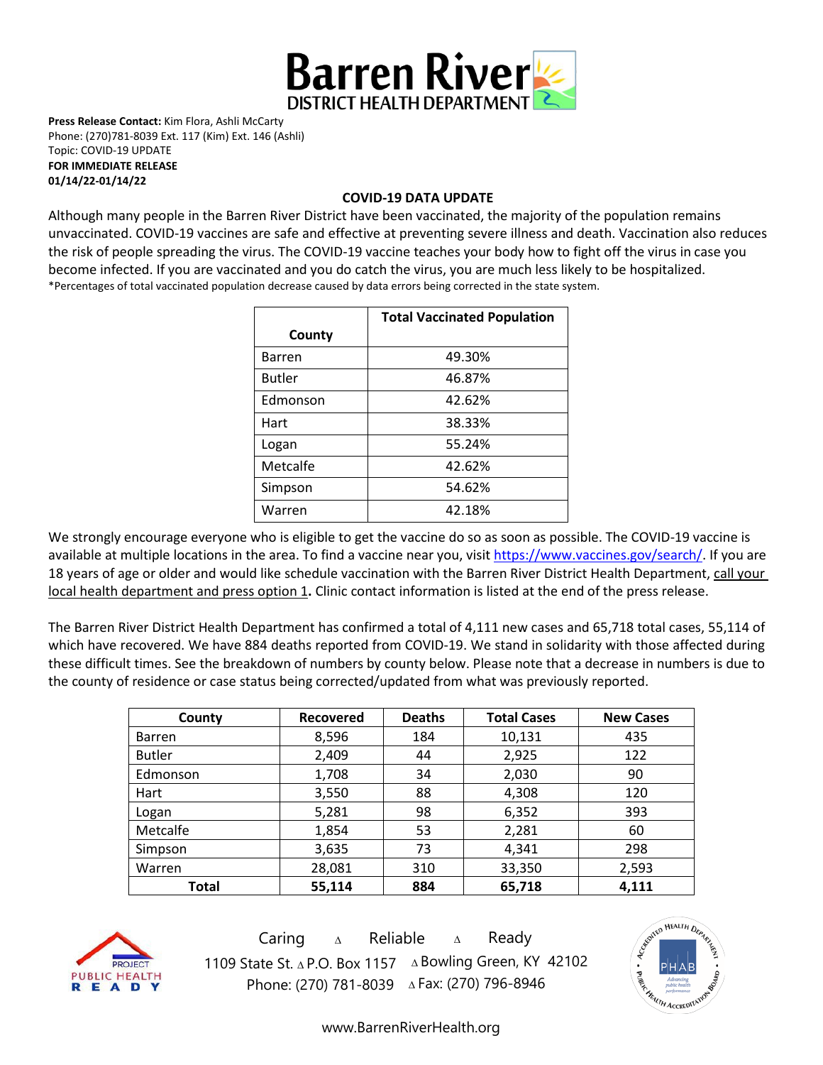# Barren River DISTRICT HEALTH DEPARTMENT

**Press Release Contact:** Kim Flora, Ashli McCarty
Phone: (270)781-8039 Ext. 117 (Kim) Ext. 146 (Ashli)
Topic: COVID-19 UPDATE
**FOR IMMEDIATE RELEASE**
**01/14/22-01/14/22**

## COVID-19 DATA UPDATE

Although many people in the Barren River District have been vaccinated, the majority of the population remains unvaccinated. COVID-19 vaccines are safe and effective at preventing severe illness and death. Vaccination also reduces the risk of people spreading the virus. The COVID-19 vaccine teaches your body how to fight off the virus in case you become infected. If you are vaccinated and you do catch the virus, you are much less likely to be hospitalized.
*Percentages of total vaccinated population decrease caused by data errors being corrected in the state system.

| County | Total Vaccinated Population |
|---|---|
| Barren | 49.30% |
| Butler | 46.87% |
| Edmonson | 42.62% |
| Hart | 38.33% |
| Logan | 55.24% |
| Metcalfe | 42.62% |
| Simpson | 54.62% |
| Warren | 42.18% |

We strongly encourage everyone who is eligible to get the vaccine do so as soon as possible. The COVID-19 vaccine is available at multiple locations in the area. To find a vaccine near you, visit https://www.vaccines.gov/search/. If you are 18 years of age or older and would like schedule vaccination with the Barren River District Health Department, call your local health department and press option 1**.** Clinic contact information is listed at the end of the press release.

The Barren River District Health Department has confirmed a total of 4,111 new cases and 65,718 total cases, 55,114 of which have recovered. We have 884 deaths reported from COVID-19. We stand in solidarity with those affected during these difficult times. See the breakdown of numbers by county below. Please note that a decrease in numbers is due to the county of residence or case status being corrected/updated from what was previously reported.

| County | Recovered | Deaths | Total Cases | New Cases |
|---|---|---|---|---|
| Barren | 8,596 | 184 | 10,131 | 435 |
| Butler | 2,409 | 44 | 2,925 | 122 |
| Edmonson | 1,708 | 34 | 2,030 | 90 |
| Hart | 3,550 | 88 | 4,308 | 120 |
| Logan | 5,281 | 98 | 6,352 | 393 |
| Metcalfe | 1,854 | 53 | 2,281 | 60 |
| Simpson | 3,635 | 73 | 4,341 | 298 |
| Warren | 28,081 | 310 | 33,350 | 2,593 |
| **Total** | **55,114** | **884** | **65,718** | **4,111** |

Caring ∆ Reliable ∆ Ready
1109 State St. ∆ P.O. Box 1157 ∆ Bowling Green, KY 42102
Phone: (270) 781-8039 ∆ Fax: (270) 796-8946

www.BarrenRiverHealth.org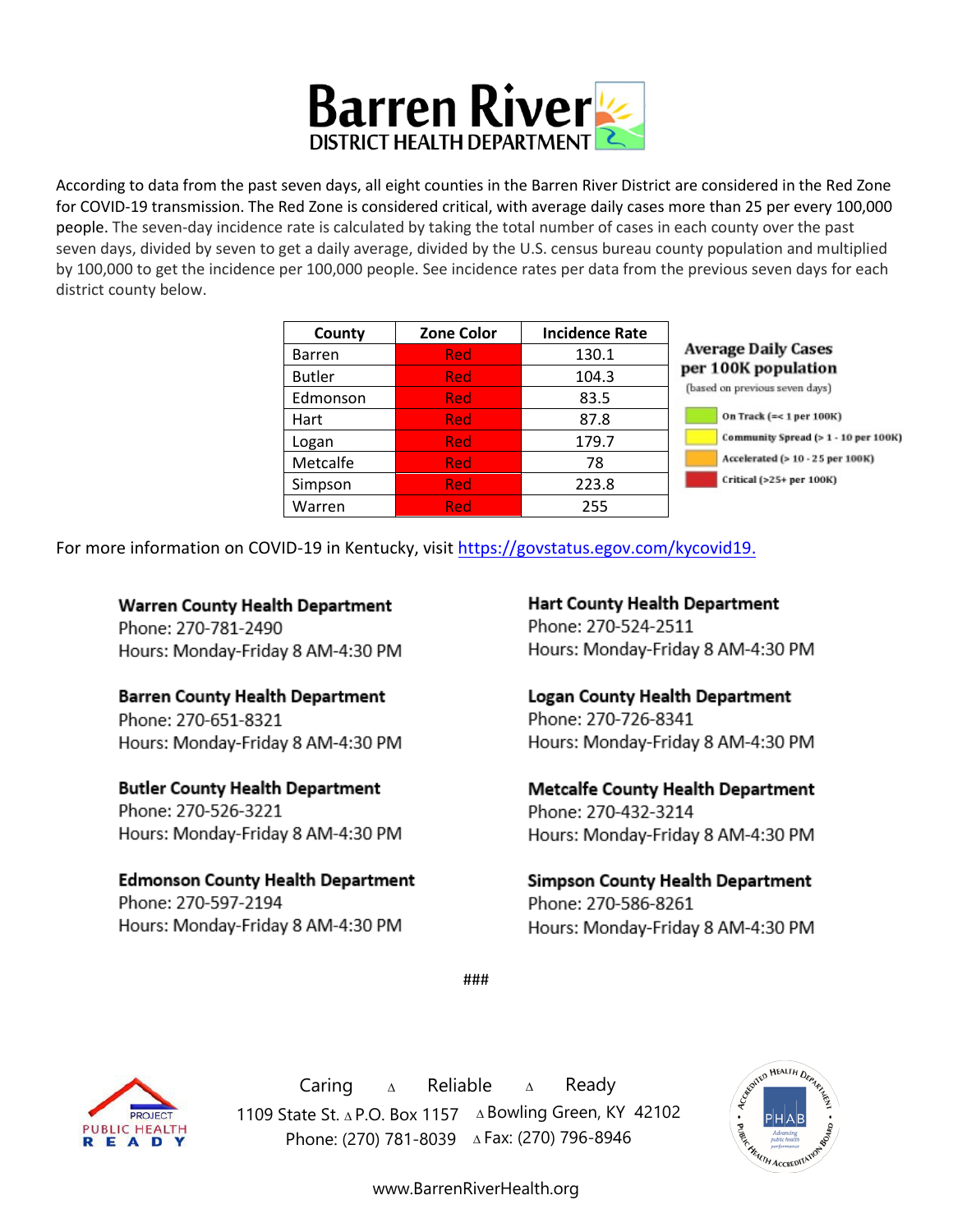# Barren River

DISTRICT HEALTH DEPARTMENT

According to data from the past seven days, all eight counties in the Barren River District are considered in the Red Zone for COVID-19 transmission. The Red Zone is considered critical, with average daily cases more than 25 per every 100,000 people. The seven-day incidence rate is calculated by taking the total number of cases in each county over the past seven days, divided by seven to get a daily average, divided by the U.S. census bureau county population and multiplied by 100,000 to get the incidence per 100,000 people. See incidence rates per data from the previous seven days for each district county below.

| County | Zone Color | Incidence Rate |
|---|---|---|
| Barren | Red | 130.1 |
| Butler | Red | 104.3 |
| Edmonson | Red | 83.5 |
| Hart | Red | 87.8 |
| Logan | Red | 179.7 |
| Metcalfe | Red | 78 |
| Simpson | Red | 223.8 |
| Warren | Red | 255 |

**Average Daily Cases per 100K population**
(based on previous seven days)

- On Track (=< 1 per 100K)
- Community Spread (> 1 - 10 per 100K)
- Accelerated (> 10 - 25 per 100K)
- Critical (>25+ per 100K)

For more information on COVID-19 in Kentucky, visit https://govstatus.egov.com/kycovid19.

**Warren County Health Department**
Phone: 270-781-2490
Hours: Monday-Friday 8 AM-4:30 PM

**Barren County Health Department**
Phone: 270-651-8321
Hours: Monday-Friday 8 AM-4:30 PM

**Butler County Health Department**
Phone: 270-526-3221
Hours: Monday-Friday 8 AM-4:30 PM

**Edmonson County Health Department**
Phone: 270-597-2194
Hours: Monday-Friday 8 AM-4:30 PM

**Hart County Health Department**
Phone: 270-524-2511
Hours: Monday-Friday 8 AM-4:30 PM

**Logan County Health Department**
Phone: 270-726-8341
Hours: Monday-Friday 8 AM-4:30 PM

**Metcalfe County Health Department**
Phone: 270-432-3214
Hours: Monday-Friday 8 AM-4:30 PM

**Simpson County Health Department**
Phone: 270-586-8261
Hours: Monday-Friday 8 AM-4:30 PM

###

Caring ∆ Reliable ∆ Ready
1109 State St. ∆ P.O. Box 1157 ∆ Bowling Green, KY 42102
Phone: (270) 781-8039 ∆ Fax: (270) 796-8946

www.BarrenRiverHealth.org